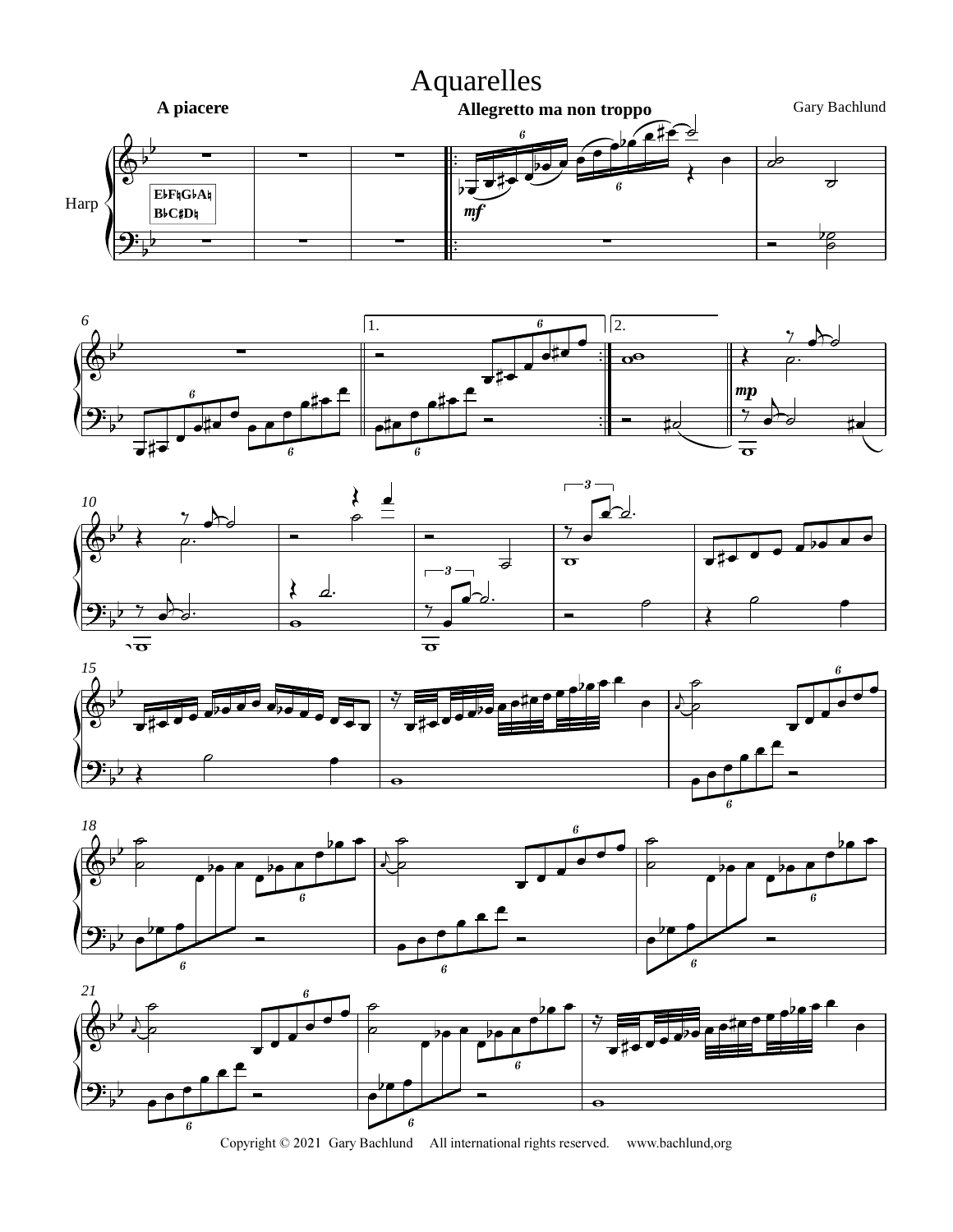# Aquarelles

Gary Bachlund

**A piacere**

**Allegretto ma non troppo**

Harp

Copyright © 2021 Gary Bachlund All international rights reserved. www.bachlund,org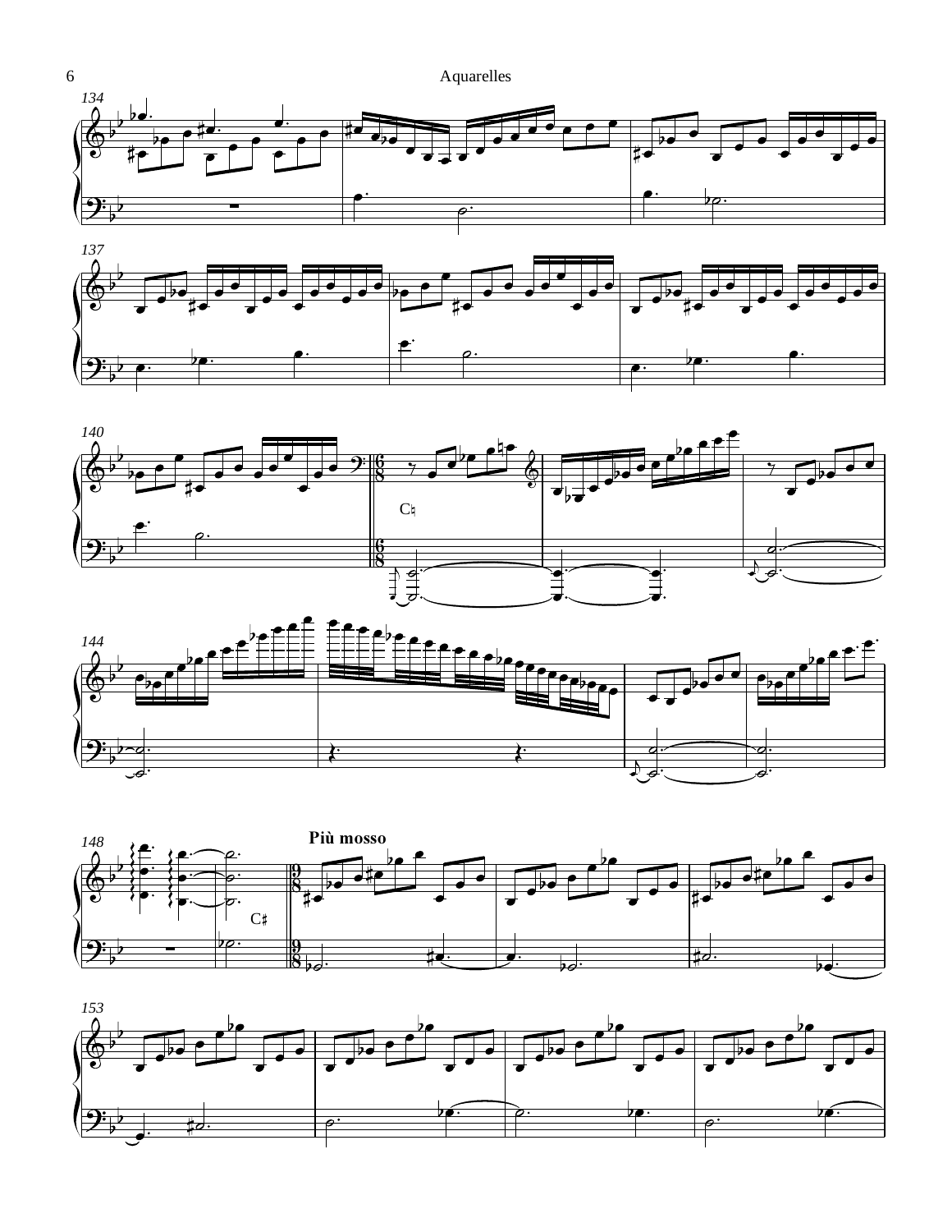Più mosso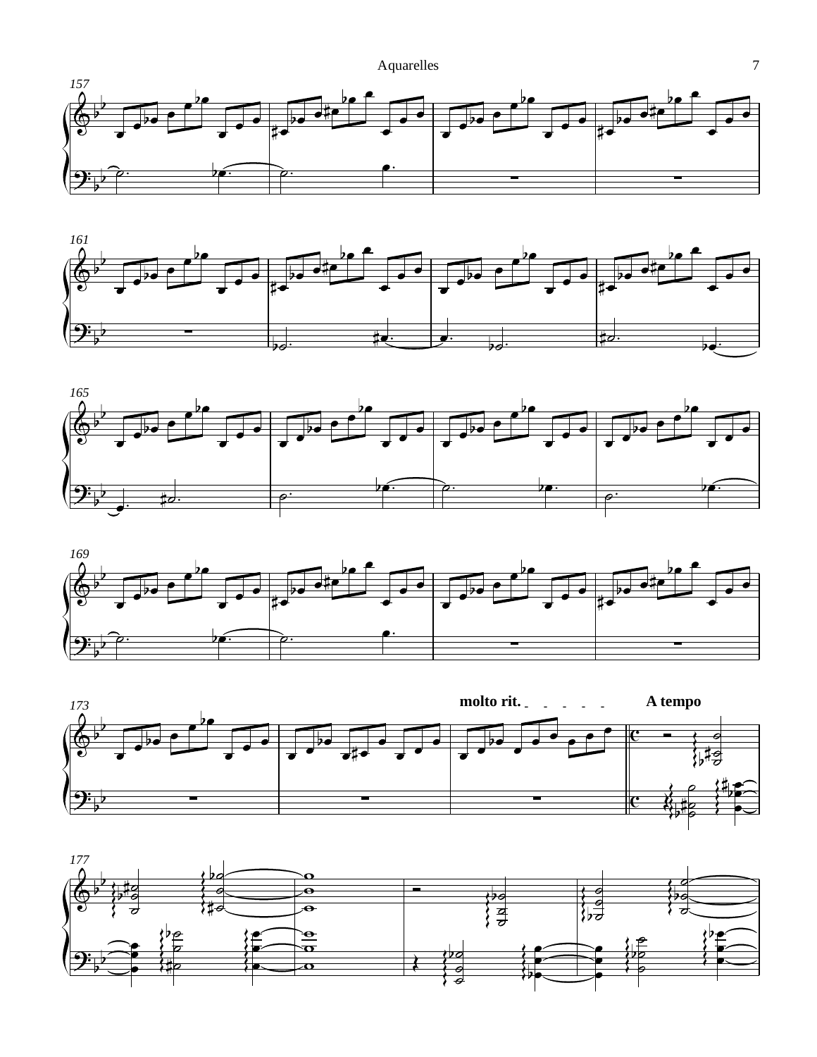molto rit.

A tempo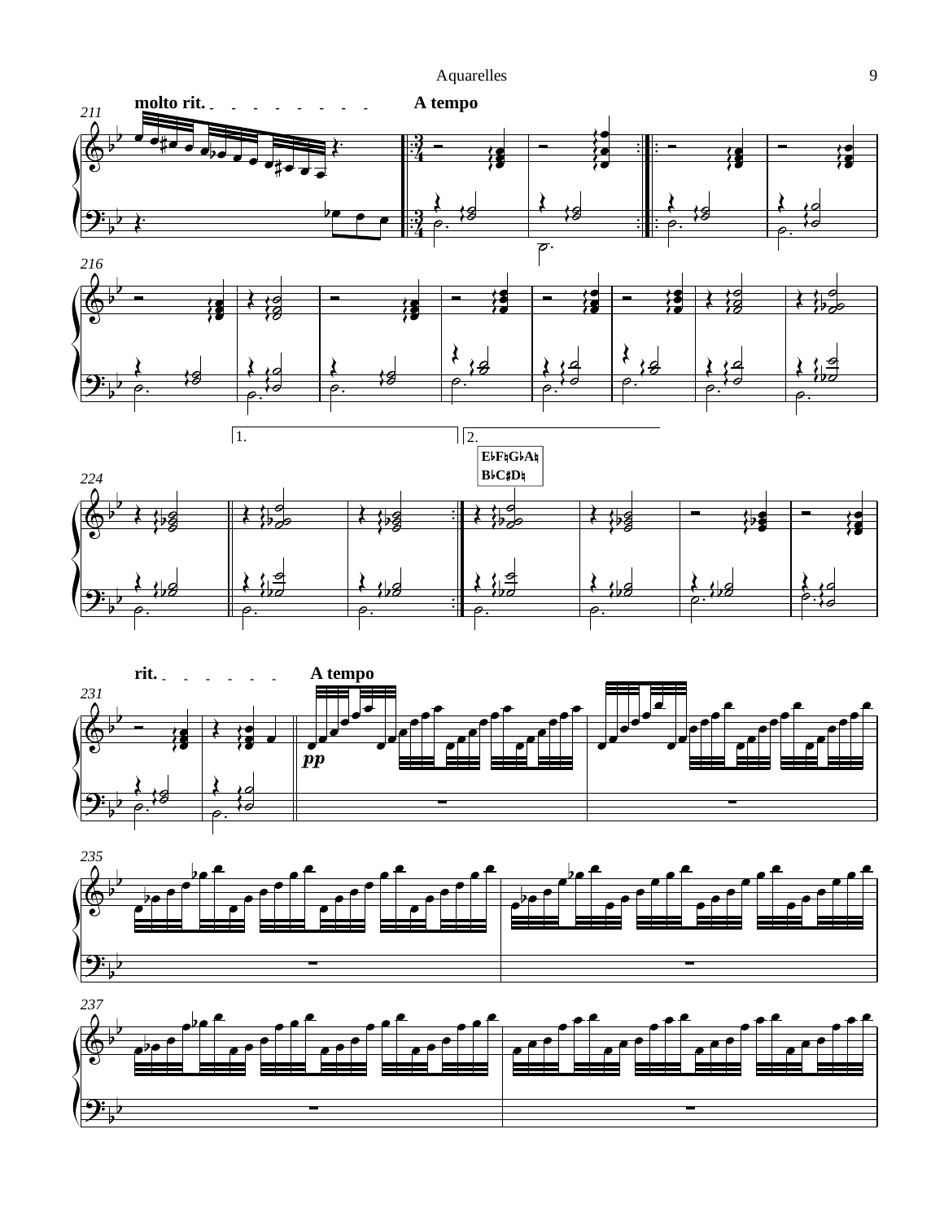molto rit.

A tempo

211

216

1.

2.

E♭F♮G♭A♮
B♭C♯D♮

224

rit.

A tempo

231

*pp*

235

237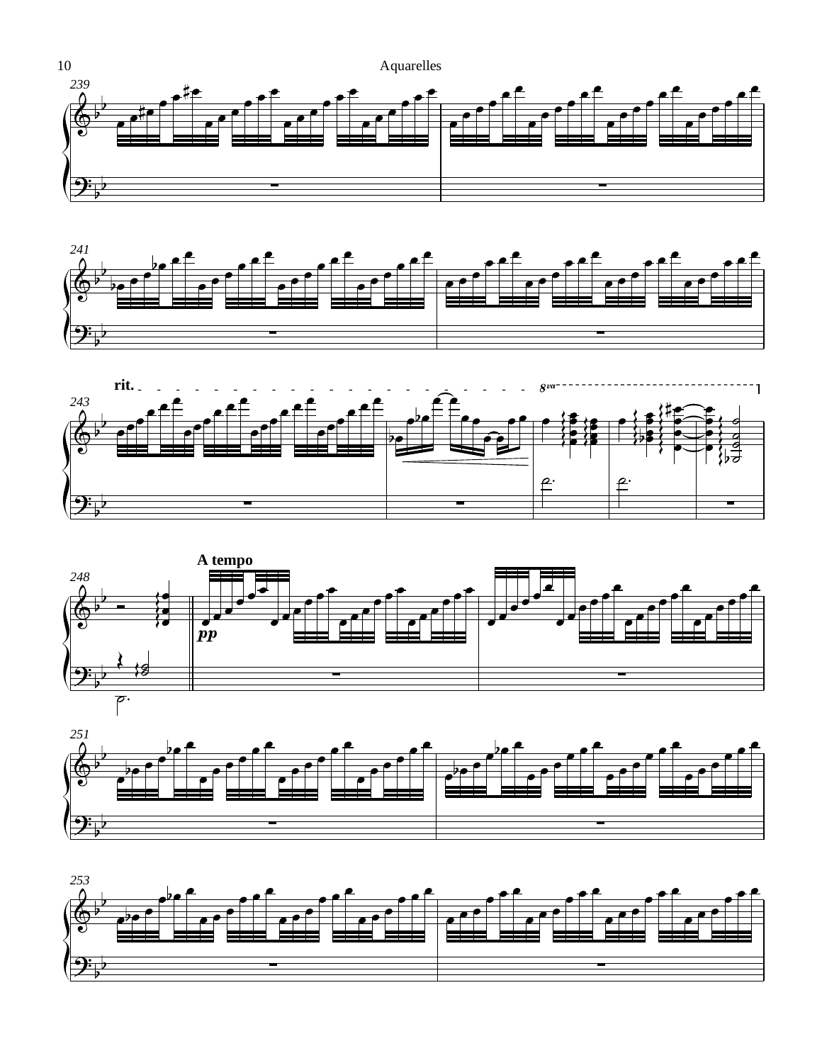rit.

A tempo

*pp*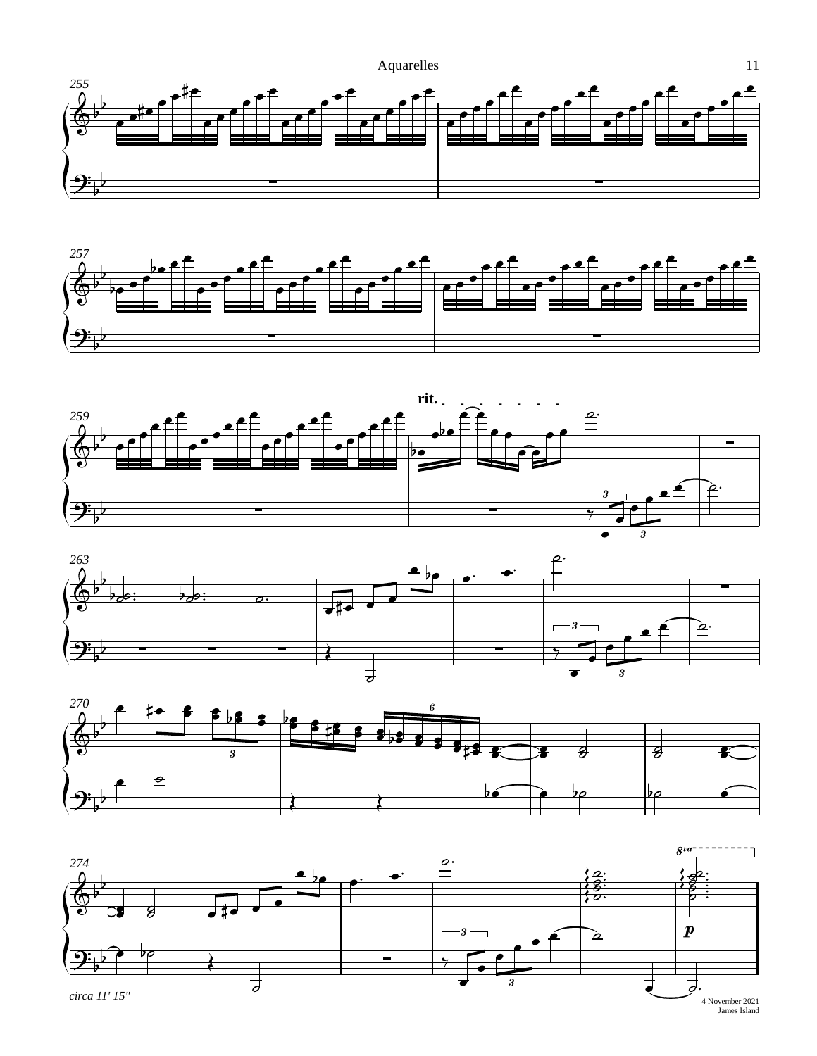*circa 11' 15"*

4 November 2021
James Island